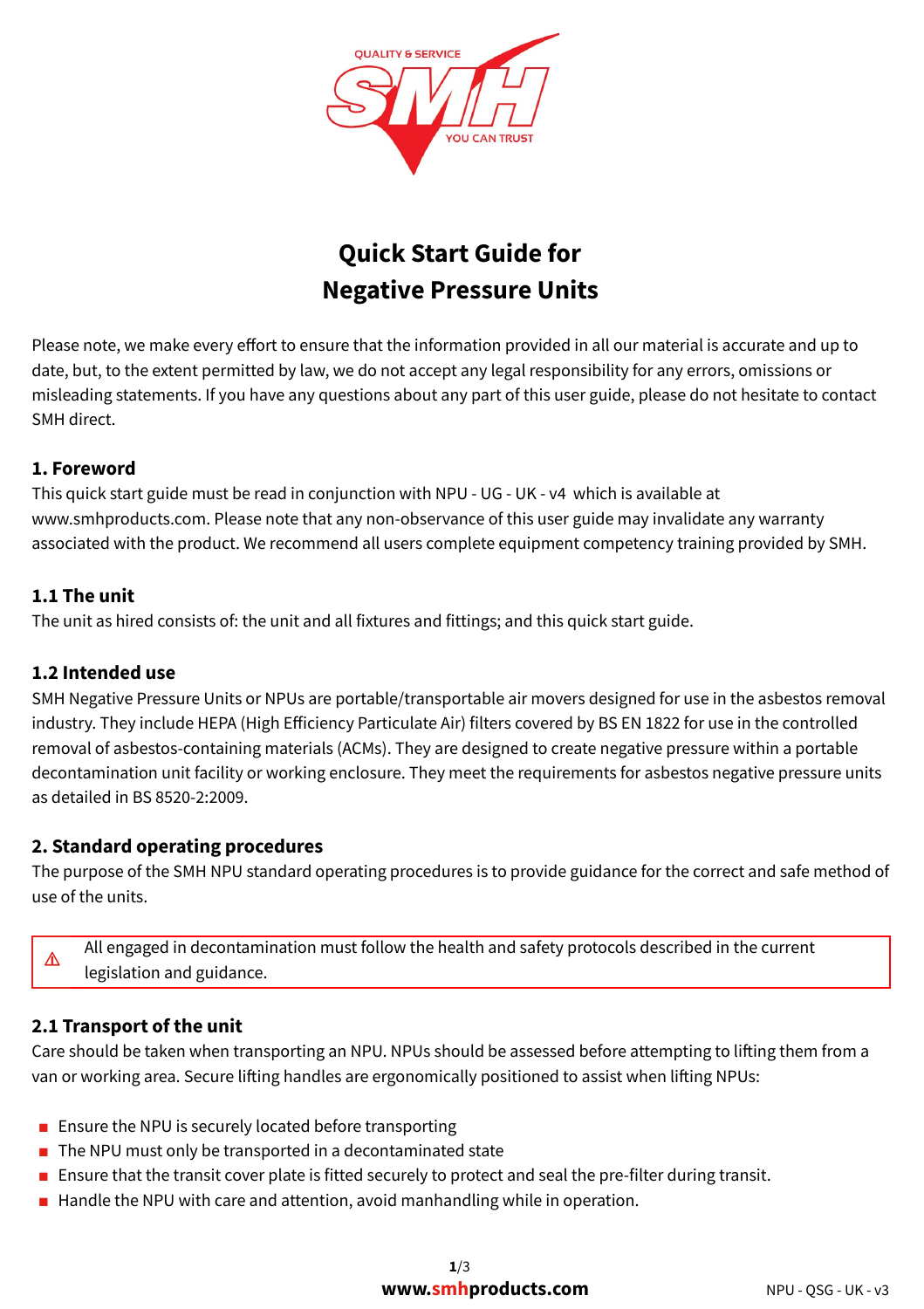# Quick Start Guide for Negative Pressure Units

Please note, we make every effort to ensure that the information provided in all our material is accurate and up to date, but, to the extent permitted by law, we do not accept any legal responsibility for any errors, omissions or misleading statements. If you have any questions about any part of this user guide, please do not hesitate to contact SMH direct.

## 1. Foreword

This quick start guide must be read in conjunction with NPU - UG - UK - v4 which is available at www.smhproducts.com. Please note that any non-observance of this user guide may invalidate any warranty associated with the product. We recommend all users complete equipment competency training provided by SMH.

### 1.1 The unit

The unit as hired consists of: the unit and all fixtures and fittings; and this quick start guide.

### 1.2 Intended use

SMH Negative Pressure Units or NPUs are portable/transportable air movers designed for use in the asbestos removal industry. They include HEPA (High Efficiency Particulate Air) filters covered by BS EN 1822 for use in the controlled removal of asbestos-containing materials (ACMs). They are designed to create negative pressure within a portable decontamination unit facility or working enclosure. They meet the requirements for asbestos negative pressure units as detailed in BS 8520-2:2009.

## 2. Standard operating procedures

The purpose of the SMH NPU standard operating procedures is to provide guidance for the correct and safe method of use of the units.

> ⚠ All engaged in decontamination must follow the health and safety protocols described in the current legislation and guidance.

### 2.1 Transport of the unit

Care should be taken when transporting an NPU. NPUs should be assessed before attempting to lifting them from a van or working area. Secure lifting handles are ergonomically positioned to assist when lifting NPUs:

- Ensure the NPU is securely located before transporting
- The NPU must only be transported in a decontaminated state
- Ensure that the transit cover plate is fitted securely to protect and seal the pre-filter during transit.
- Handle the NPU with care and attention, avoid manhandling while in operation.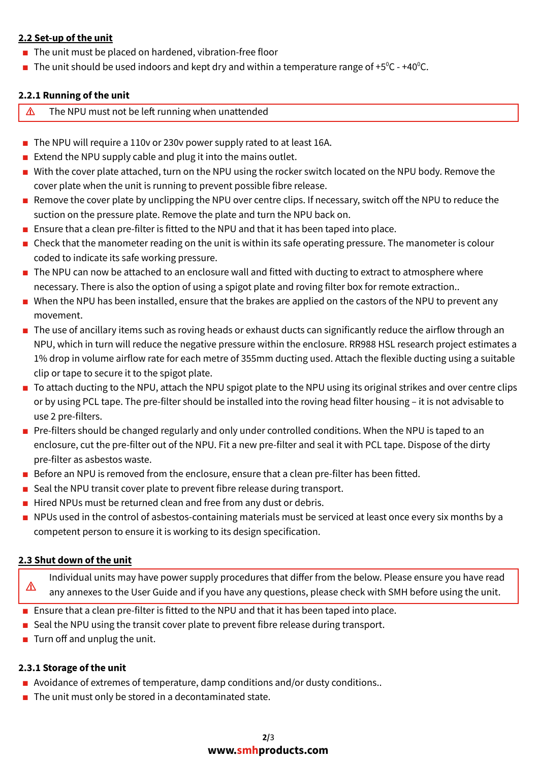## 2.2 Set-up of the unit

- The unit must be placed on hardened, vibration-free floor
- The unit should be used indoors and kept dry and within a temperature range of +5$^0$C - +40$^0$C.

### 2.2.1 Running of the unit

> ⚠ The NPU must not be left running when unattended

- The NPU will require a 110v or 230v power supply rated to at least 16A.
- Extend the NPU supply cable and plug it into the mains outlet.
- With the cover plate attached, turn on the NPU using the rocker switch located on the NPU body. Remove the cover plate when the unit is running to prevent possible fibre release.
- Remove the cover plate by unclipping the NPU over centre clips. If necessary, switch off the NPU to reduce the suction on the pressure plate. Remove the plate and turn the NPU back on.
- Ensure that a clean pre-filter is fitted to the NPU and that it has been taped into place.
- Check that the manometer reading on the unit is within its safe operating pressure. The manometer is colour coded to indicate its safe working pressure.
- The NPU can now be attached to an enclosure wall and fitted with ducting to extract to atmosphere where necessary. There is also the option of using a spigot plate and roving filter box for remote extraction..
- When the NPU has been installed, ensure that the brakes are applied on the castors of the NPU to prevent any movement.
- The use of ancillary items such as roving heads or exhaust ducts can significantly reduce the airflow through an NPU, which in turn will reduce the negative pressure within the enclosure. RR988 HSL research project estimates a 1% drop in volume airflow rate for each metre of 355mm ducting used. Attach the flexible ducting using a suitable clip or tape to secure it to the spigot plate.
- To attach ducting to the NPU, attach the NPU spigot plate to the NPU using its original strikes and over centre clips or by using PCL tape. The pre-filter should be installed into the roving head filter housing – it is not advisable to use 2 pre-filters.
- Pre-filters should be changed regularly and only under controlled conditions. When the NPU is taped to an enclosure, cut the pre-filter out of the NPU. Fit a new pre-filter and seal it with PCL tape. Dispose of the dirty pre-filter as asbestos waste.
- Before an NPU is removed from the enclosure, ensure that a clean pre-filter has been fitted.
- Seal the NPU transit cover plate to prevent fibre release during transport.
- Hired NPUs must be returned clean and free from any dust or debris.
- NPUs used in the control of asbestos-containing materials must be serviced at least once every six months by a competent person to ensure it is working to its design specification.

## 2.3 Shut down of the unit

> ⚠ Individual units may have power supply procedures that differ from the below. Please ensure you have read any annexes to the User Guide and if you have any questions, please check with SMH before using the unit.

- Ensure that a clean pre-filter is fitted to the NPU and that it has been taped into place.
- Seal the NPU using the transit cover plate to prevent fibre release during transport.
- Turn off and unplug the unit.

### 2.3.1 Storage of the unit

- Avoidance of extremes of temperature, damp conditions and/or dusty conditions..
- The unit must only be stored in a decontaminated state.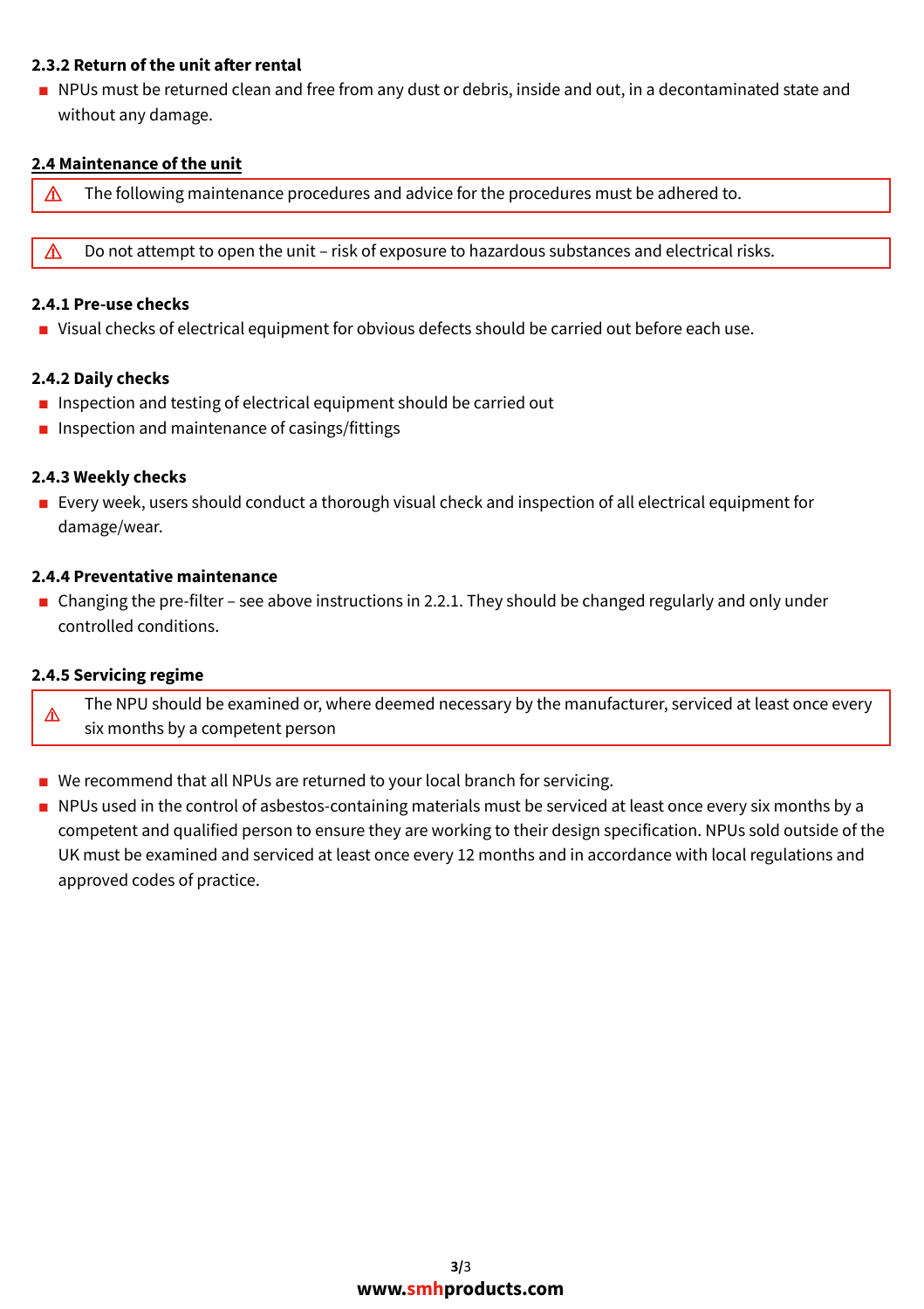#### 2.3.2 Return of the unit after rental

- NPUs must be returned clean and free from any dust or debris, inside and out, in a decontaminated state and without any damage.

### 2.4 Maintenance of the unit

> ⚠ The following maintenance procedures and advice for the procedures must be adhered to.

> ⚠ Do not attempt to open the unit – risk of exposure to hazardous substances and electrical risks.

#### 2.4.1 Pre-use checks

- Visual checks of electrical equipment for obvious defects should be carried out before each use.

#### 2.4.2 Daily checks

- Inspection and testing of electrical equipment should be carried out
- Inspection and maintenance of casings/fittings

#### 2.4.3 Weekly checks

- Every week, users should conduct a thorough visual check and inspection of all electrical equipment for damage/wear.

#### 2.4.4 Preventative maintenance

- Changing the pre-filter – see above instructions in 2.2.1. They should be changed regularly and only under controlled conditions.

#### 2.4.5 Servicing regime

> ⚠ The NPU should be examined or, where deemed necessary by the manufacturer, serviced at least once every six months by a competent person

- We recommend that all NPUs are returned to your local branch for servicing.
- NPUs used in the control of asbestos-containing materials must be serviced at least once every six months by a competent and qualified person to ensure they are working to their design specification. NPUs sold outside of the UK must be examined and serviced at least once every 12 months and in accordance with local regulations and approved codes of practice.

**www.smhproducts.com**